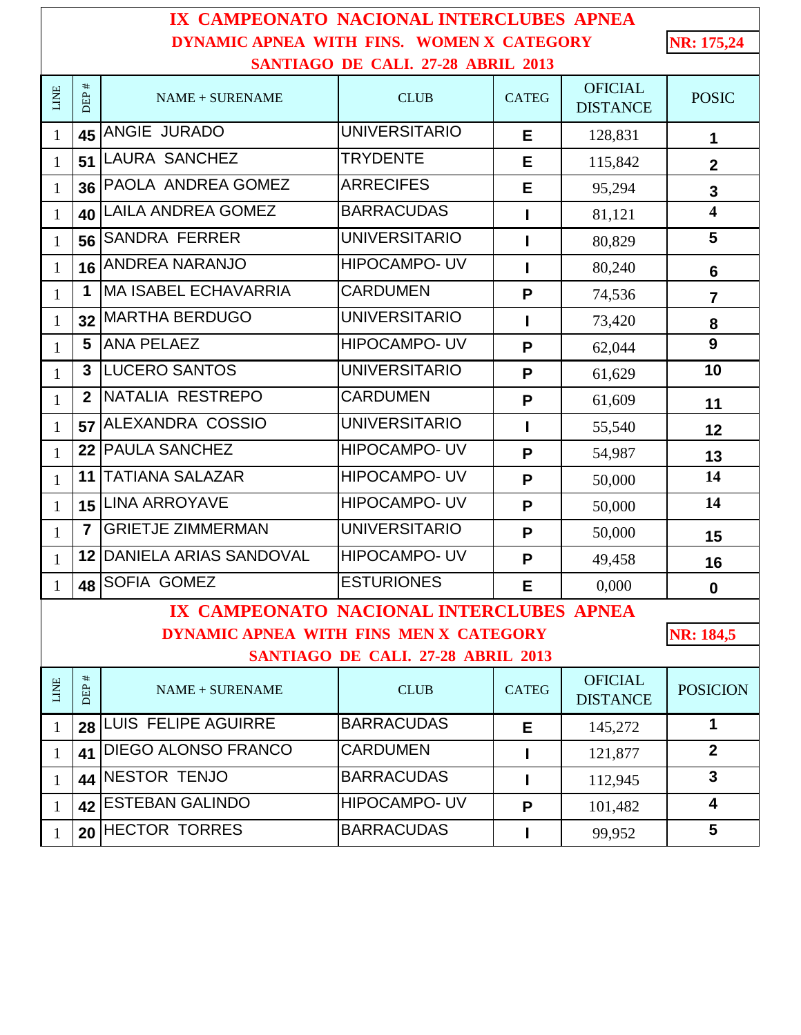# IX CAMPEONATO NACIONAL INTERCLUBES APNEA

## DYNAMIC APNEA WITH FINS. WOMEN X CATEGORY

**NR: 175,24**

### SANTIAGO DE CALI. 27-28 ABRIL 2013

| LINE | DEP # | NAME + SURENAME | CLUB | CATEG | OFICIAL DISTANCE | POSIC |
|---|---|---|---|---|---|---|
| 1 | 45 | ANGIE JURADO | UNIVERSITARIO | E | 128,831 | 1 |
| 1 | 51 | LAURA SANCHEZ | TRYDENTE | E | 115,842 | 2 |
| 1 | 36 | PAOLA ANDREA GOMEZ | ARRECIFES | E | 95,294 | 3 |
| 1 | 40 | LAILA ANDREA GOMEZ | BARRACUDAS | I | 81,121 | 4 |
| 1 | 56 | SANDRA FERRER | UNIVERSITARIO | I | 80,829 | 5 |
| 1 | 16 | ANDREA NARANJO | HIPOCAMPO- UV | I | 80,240 | 6 |
| 1 | 1 | MA ISABEL ECHAVARRIA | CARDUMEN | P | 74,536 | 7 |
| 1 | 32 | MARTHA BERDUGO | UNIVERSITARIO | I | 73,420 | 8 |
| 1 | 5 | ANA PELAEZ | HIPOCAMPO- UV | P | 62,044 | 9 |
| 1 | 3 | LUCERO SANTOS | UNIVERSITARIO | P | 61,629 | 10 |
| 1 | 2 | NATALIA RESTREPO | CARDUMEN | P | 61,609 | 11 |
| 1 | 57 | ALEXANDRA COSSIO | UNIVERSITARIO | I | 55,540 | 12 |
| 1 | 22 | PAULA SANCHEZ | HIPOCAMPO- UV | P | 54,987 | 13 |
| 1 | 11 | TATIANA SALAZAR | HIPOCAMPO- UV | P | 50,000 | 14 |
| 1 | 15 | LINA ARROYAVE | HIPOCAMPO- UV | P | 50,000 | 14 |
| 1 | 7 | GRIETJE ZIMMERMAN | UNIVERSITARIO | P | 50,000 | 15 |
| 1 | 12 | DANIELA ARIAS SANDOVAL | HIPOCAMPO- UV | P | 49,458 | 16 |
| 1 | 48 | SOFIA GOMEZ | ESTURIONES | E | 0,000 | 0 |

# IX CAMPEONATO NACIONAL INTERCLUBES APNEA

## DYNAMIC APNEA WITH FINS MEN X CATEGORY

**NR: 184,5**

### SANTIAGO DE CALI. 27-28 ABRIL 2013

| LINE | DEP # | NAME + SURENAME | CLUB | CATEG | OFICIAL DISTANCE | POSICION |
|---|---|---|---|---|---|---|
| 1 | 28 | LUIS FELIPE AGUIRRE | BARRACUDAS | E | 145,272 | 1 |
| 1 | 41 | DIEGO ALONSO FRANCO | CARDUMEN | I | 121,877 | 2 |
| 1 | 44 | NESTOR TENJO | BARRACUDAS | I | 112,945 | 3 |
| 1 | 42 | ESTEBAN GALINDO | HIPOCAMPO- UV | P | 101,482 | 4 |
| 1 | 20 | HECTOR TORRES | BARRACUDAS | I | 99,952 | 5 |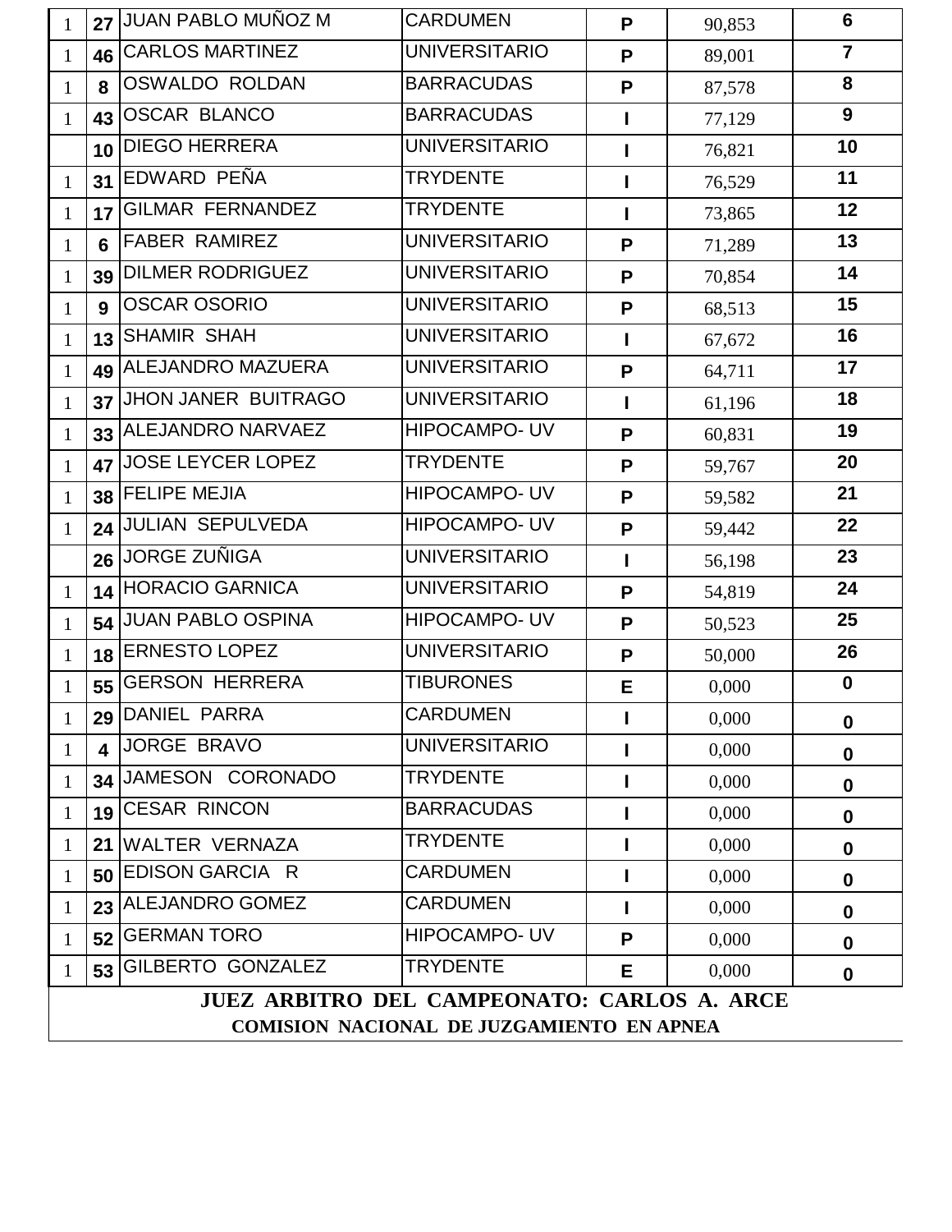| | | | | | | |
|---|---|---|---|---|---|---|
| 1 | 27 | JUAN PABLO MUÑOZ M | CARDUMEN | P | 90,853 | 6 |
| 1 | 46 | CARLOS MARTINEZ | UNIVERSITARIO | P | 89,001 | 7 |
| 1 | 8 | OSWALDO ROLDAN | BARRACUDAS | P | 87,578 | 8 |
| 1 | 43 | OSCAR BLANCO | BARRACUDAS | I | 77,129 | 9 |
| | 10 | DIEGO HERRERA | UNIVERSITARIO | I | 76,821 | 10 |
| 1 | 31 | EDWARD PEÑA | TRYDENTE | I | 76,529 | 11 |
| 1 | 17 | GILMAR FERNANDEZ | TRYDENTE | I | 73,865 | 12 |
| 1 | 6 | FABER RAMIREZ | UNIVERSITARIO | P | 71,289 | 13 |
| 1 | 39 | DILMER RODRIGUEZ | UNIVERSITARIO | P | 70,854 | 14 |
| 1 | 9 | OSCAR OSORIO | UNIVERSITARIO | P | 68,513 | 15 |
| 1 | 13 | SHAMIR SHAH | UNIVERSITARIO | I | 67,672 | 16 |
| 1 | 49 | ALEJANDRO MAZUERA | UNIVERSITARIO | P | 64,711 | 17 |
| 1 | 37 | JHON JANER BUITRAGO | UNIVERSITARIO | I | 61,196 | 18 |
| 1 | 33 | ALEJANDRO NARVAEZ | HIPOCAMPO- UV | P | 60,831 | 19 |
| 1 | 47 | JOSE LEYCER LOPEZ | TRYDENTE | P | 59,767 | 20 |
| 1 | 38 | FELIPE MEJIA | HIPOCAMPO- UV | P | 59,582 | 21 |
| 1 | 24 | JULIAN SEPULVEDA | HIPOCAMPO- UV | P | 59,442 | 22 |
| | 26 | JORGE ZUÑIGA | UNIVERSITARIO | I | 56,198 | 23 |
| 1 | 14 | HORACIO GARNICA | UNIVERSITARIO | P | 54,819 | 24 |
| 1 | 54 | JUAN PABLO OSPINA | HIPOCAMPO- UV | P | 50,523 | 25 |
| 1 | 18 | ERNESTO LOPEZ | UNIVERSITARIO | P | 50,000 | 26 |
| 1 | 55 | GERSON HERRERA | TIBURONES | E | 0,000 | 0 |
| 1 | 29 | DANIEL PARRA | CARDUMEN | I | 0,000 | 0 |
| 1 | 4 | JORGE BRAVO | UNIVERSITARIO | I | 0,000 | 0 |
| 1 | 34 | JAMESON CORONADO | TRYDENTE | I | 0,000 | 0 |
| 1 | 19 | CESAR RINCON | BARRACUDAS | I | 0,000 | 0 |
| 1 | 21 | WALTER VERNAZA | TRYDENTE | I | 0,000 | 0 |
| 1 | 50 | EDISON GARCIA R | CARDUMEN | I | 0,000 | 0 |
| 1 | 23 | ALEJANDRO GOMEZ | CARDUMEN | I | 0,000 | 0 |
| 1 | 52 | GERMAN TORO | HIPOCAMPO- UV | P | 0,000 | 0 |
| 1 | 53 | GILBERTO GONZALEZ | TRYDENTE | E | 0,000 | 0 |

**JUEZ ARBITRO DEL CAMPEONATO: CARLOS A. ARCE**

**COMISION NACIONAL DE JUZGAMIENTO EN APNEA**